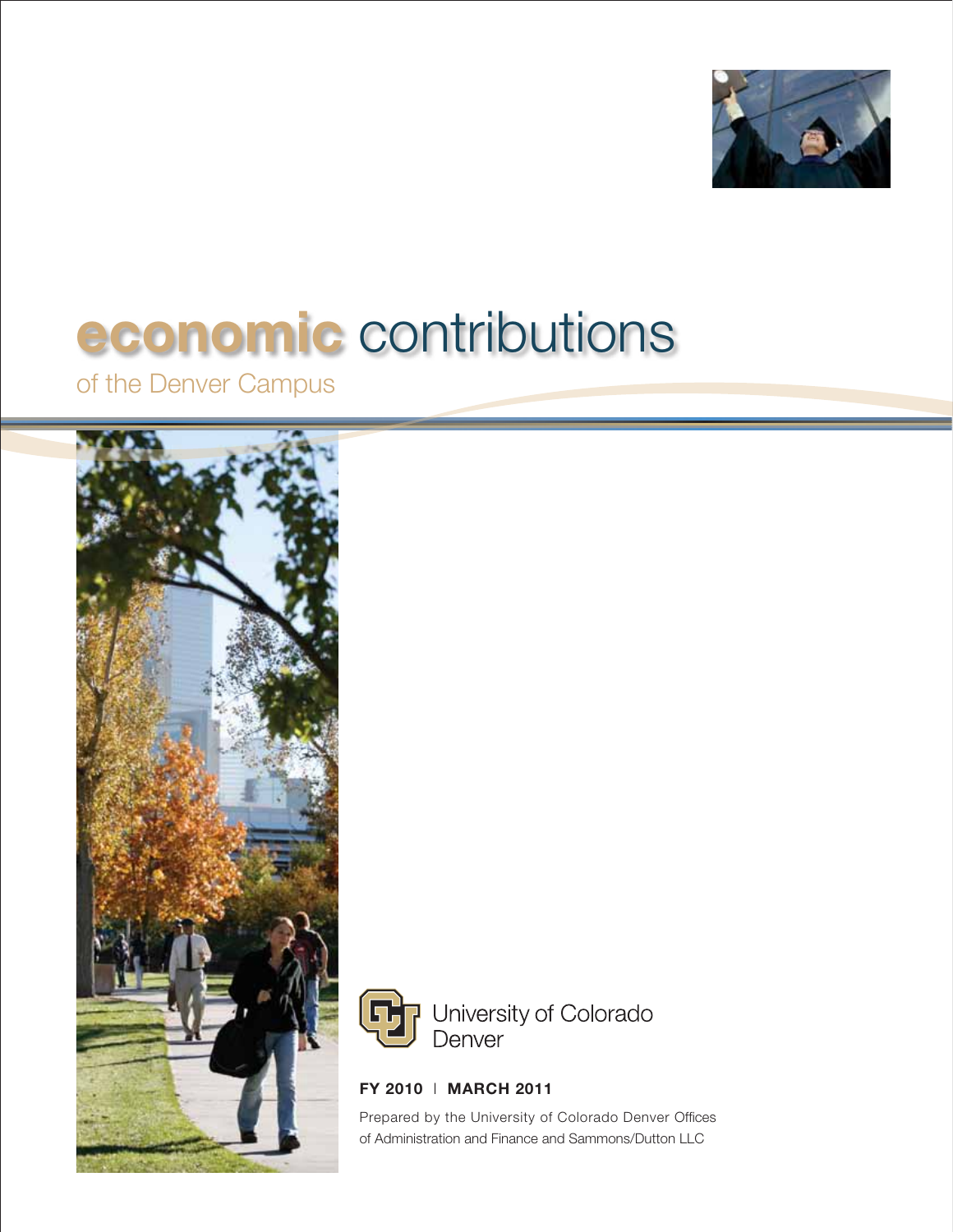# economic contributions

## of the Denver Campus

University of Colorado Denver

**FY 2010 | MARCH 2011**

Prepared by the University of Colorado Denver Offices of Administration and Finance and Sammons/Dutton LLC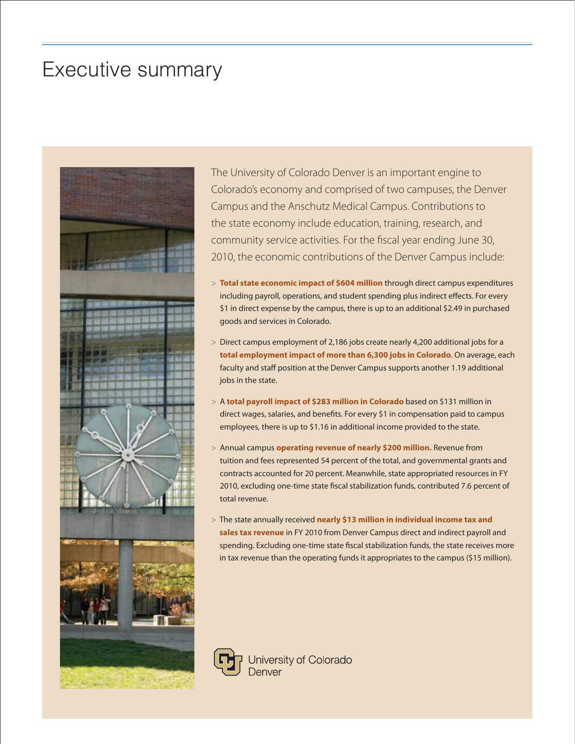# Executive summary

The University of Colorado Denver is an important engine to Colorado's economy and comprised of two campuses, the Denver Campus and the Anschutz Medical Campus. Contributions to the state economy include education, training, research, and community service activities. For the fiscal year ending June 30, 2010, the economic contributions of the Denver Campus include:

> **Total state economic impact of $604 million** through direct campus expenditures including payroll, operations, and student spending plus indirect effects. For every $1 in direct expense by the campus, there is up to an additional $2.49 in purchased goods and services in Colorado.

> Direct campus employment of 2,186 jobs create nearly 4,200 additional jobs for a **total employment impact of more than 6,300 jobs in Colorado**. On average, each faculty and staff position at the Denver Campus supports another 1.19 additional jobs in the state.

> A **total payroll impact of $283 million in Colorado** based on $131 million in direct wages, salaries, and benefits. For every $1 in compensation paid to campus employees, there is up to $1.16 in additional income provided to the state.

> Annual campus **operating revenue of nearly $200 million.** Revenue from tuition and fees represented 54 percent of the total, and governmental grants and contracts accounted for 20 percent. Meanwhile, state appropriated resources in FY 2010, excluding one-time state fiscal stabilization funds, contributed 7.6 percent of total revenue.

> The state annually received **nearly $13 million in individual income tax and sales tax revenue** in FY 2010 from Denver Campus direct and indirect payroll and spending. Excluding one-time state fiscal stabilization funds, the state receives more in tax revenue than the operating funds it appropriates to the campus ($15 million).

University of Colorado Denver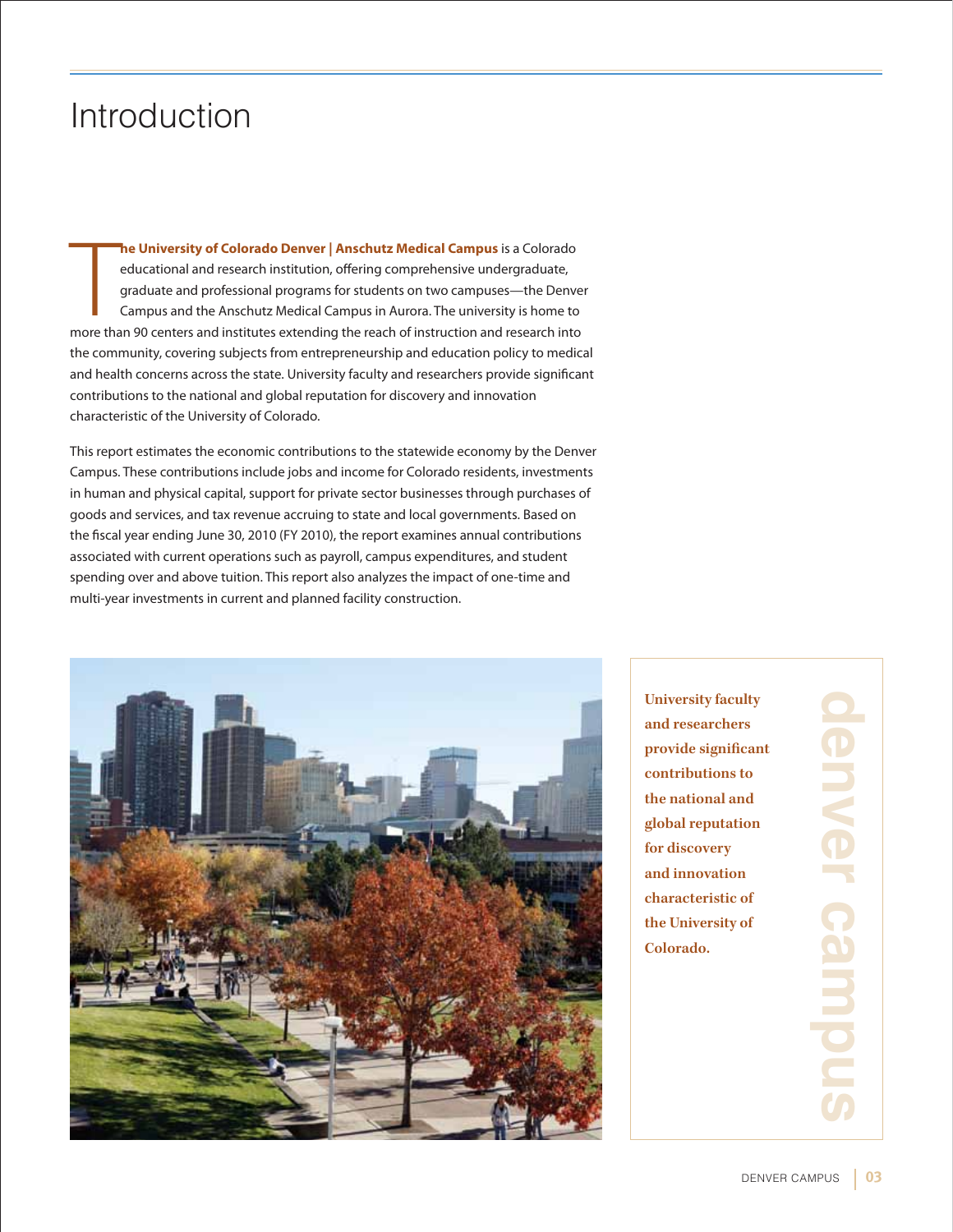# Introduction

**The University of Colorado Denver | Anschutz Medical Campus** is a Colorado educational and research institution, offering comprehensive undergraduate, graduate and professional programs for students on two campuses—the Denver Campus and the Anschutz Medical Campus in Aurora. The university is home to more than 90 centers and institutes extending the reach of instruction and research into the community, covering subjects from entrepreneurship and education policy to medical and health concerns across the state. University faculty and researchers provide significant contributions to the national and global reputation for discovery and innovation characteristic of the University of Colorado.

This report estimates the economic contributions to the statewide economy by the Denver Campus. These contributions include jobs and income for Colorado residents, investments in human and physical capital, support for private sector businesses through purchases of goods and services, and tax revenue accruing to state and local governments. Based on the fiscal year ending June 30, 2010 (FY 2010), the report examines annual contributions associated with current operations such as payroll, campus expenditures, and student spending over and above tuition. This report also analyzes the impact of one-time and multi-year investments in current and planned facility construction.

**University faculty and researchers provide significant contributions to the national and global reputation for discovery and innovation characteristic of the University of Colorado.**

denver campus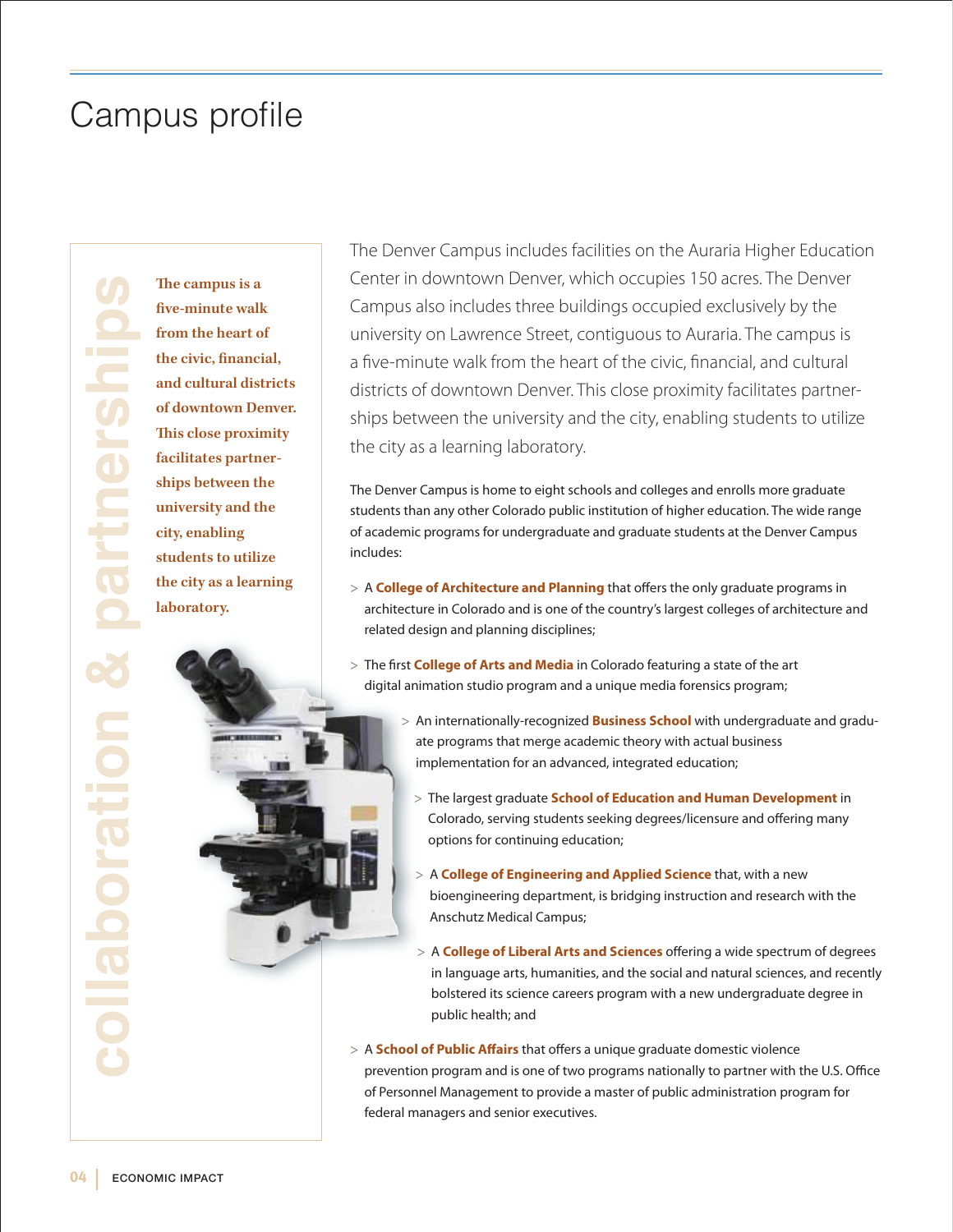# Campus profile

collaboration & partnerships

**The campus is a five-minute walk from the heart of the civic, financial, and cultural districts of downtown Denver. This close proximity facilitates partnerships between the university and the city, enabling students to utilize the city as a learning laboratory.**

The Denver Campus includes facilities on the Auraria Higher Education Center in downtown Denver, which occupies 150 acres. The Denver Campus also includes three buildings occupied exclusively by the university on Lawrence Street, contiguous to Auraria. The campus is a five-minute walk from the heart of the civic, financial, and cultural districts of downtown Denver. This close proximity facilitates partnerships between the university and the city, enabling students to utilize the city as a learning laboratory.

The Denver Campus is home to eight schools and colleges and enrolls more graduate students than any other Colorado public institution of higher education. The wide range of academic programs for undergraduate and graduate students at the Denver Campus includes:

> A **College of Architecture and Planning** that offers the only graduate programs in architecture in Colorado and is one of the country's largest colleges of architecture and related design and planning disciplines;

> The first **College of Arts and Media** in Colorado featuring a state of the art digital animation studio program and a unique media forensics program;

> An internationally-recognized **Business School** with undergraduate and graduate programs that merge academic theory with actual business implementation for an advanced, integrated education;

> The largest graduate **School of Education and Human Development** in Colorado, serving students seeking degrees/licensure and offering many options for continuing education;

> A **College of Engineering and Applied Science** that, with a new bioengineering department, is bridging instruction and research with the Anschutz Medical Campus;

> A **College of Liberal Arts and Sciences** offering a wide spectrum of degrees in language arts, humanities, and the social and natural sciences, and recently bolstered its science careers program with a new undergraduate degree in public health; and

> A **School of Public Affairs** that offers a unique graduate domestic violence prevention program and is one of two programs nationally to partner with the U.S. Office of Personnel Management to provide a master of public administration program for federal managers and senior executives.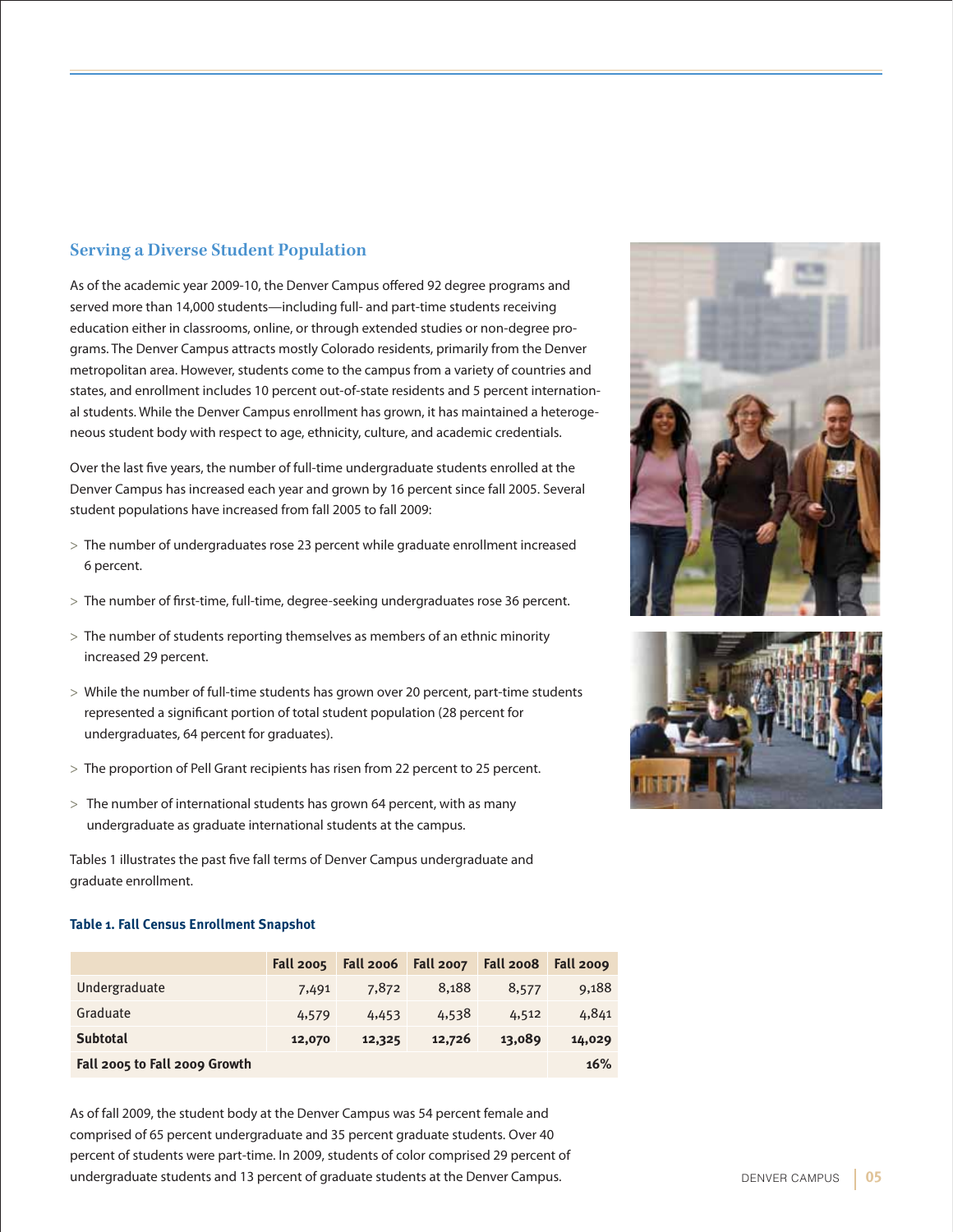## Serving a Diverse Student Population

As of the academic year 2009-10, the Denver Campus offered 92 degree programs and served more than 14,000 students—including full- and part-time students receiving education either in classrooms, online, or through extended studies or non-degree programs. The Denver Campus attracts mostly Colorado residents, primarily from the Denver metropolitan area. However, students come to the campus from a variety of countries and states, and enrollment includes 10 percent out-of-state residents and 5 percent international students. While the Denver Campus enrollment has grown, it has maintained a heterogeneous student body with respect to age, ethnicity, culture, and academic credentials.

Over the last five years, the number of full-time undergraduate students enrolled at the Denver Campus has increased each year and grown by 16 percent since fall 2005. Several student populations have increased from fall 2005 to fall 2009:

> The number of undergraduates rose 23 percent while graduate enrollment increased 6 percent.

> The number of first-time, full-time, degree-seeking undergraduates rose 36 percent.

> The number of students reporting themselves as members of an ethnic minority increased 29 percent.

> While the number of full-time students has grown over 20 percent, part-time students represented a significant portion of total student population (28 percent for undergraduates, 64 percent for graduates).

> The proportion of Pell Grant recipients has risen from 22 percent to 25 percent.

> The number of international students has grown 64 percent, with as many undergraduate as graduate international students at the campus.

Tables 1 illustrates the past five fall terms of Denver Campus undergraduate and graduate enrollment.

**Table 1. Fall Census Enrollment Snapshot**

| | Fall 2005 | Fall 2006 | Fall 2007 | Fall 2008 | Fall 2009 |
|---|---|---|---|---|---|
| Undergraduate | 7,491 | 7,872 | 8,188 | 8,577 | 9,188 |
| Graduate | 4,579 | 4,453 | 4,538 | 4,512 | 4,841 |
| **Subtotal** | **12,070** | **12,325** | **12,726** | **13,089** | **14,029** |
| **Fall 2005 to Fall 2009 Growth** | | | | | **16%** |

As of fall 2009, the student body at the Denver Campus was 54 percent female and comprised of 65 percent undergraduate and 35 percent graduate students. Over 40 percent of students were part-time. In 2009, students of color comprised 29 percent of undergraduate students and 13 percent of graduate students at the Denver Campus.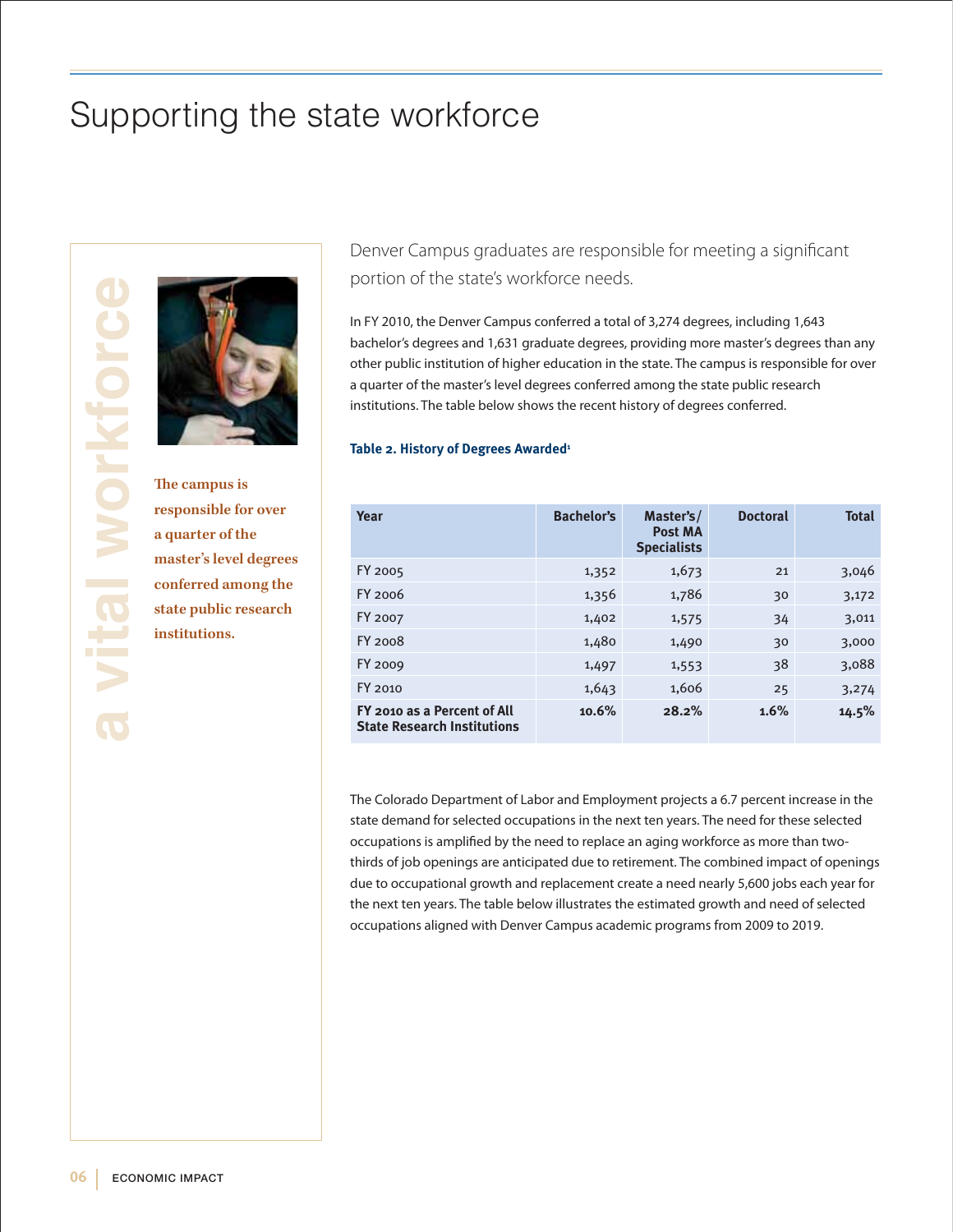# Supporting the state workforce

a vital workforce

**The campus is responsible for over a quarter of the master's level degrees conferred among the state public research institutions.**

Denver Campus graduates are responsible for meeting a significant portion of the state's workforce needs.

In FY 2010, the Denver Campus conferred a total of 3,274 degrees, including 1,643 bachelor's degrees and 1,631 graduate degrees, providing more master's degrees than any other public institution of higher education in the state. The campus is responsible for over a quarter of the master's level degrees conferred among the state public research institutions. The table below shows the recent history of degrees conferred.

**Table 2. History of Degrees Awarded[1]**

| Year | Bachelor's | Master's/ Post MA Specialists | Doctoral | Total |
|---|---|---|---|---|
| FY 2005 | 1,352 | 1,673 | 21 | 3,046 |
| FY 2006 | 1,356 | 1,786 | 30 | 3,172 |
| FY 2007 | 1,402 | 1,575 | 34 | 3,011 |
| FY 2008 | 1,480 | 1,490 | 30 | 3,000 |
| FY 2009 | 1,497 | 1,553 | 38 | 3,088 |
| FY 2010 | 1,643 | 1,606 | 25 | 3,274 |
| **FY 2010 as a Percent of All State Research Institutions** | **10.6%** | **28.2%** | **1.6%** | **14.5%** |

The Colorado Department of Labor and Employment projects a 6.7 percent increase in the state demand for selected occupations in the next ten years. The need for these selected occupations is amplified by the need to replace an aging workforce as more than two-thirds of job openings are anticipated due to retirement. The combined impact of openings due to occupational growth and replacement create a need nearly 5,600 jobs each year for the next ten years. The table below illustrates the estimated growth and need of selected occupations aligned with Denver Campus academic programs from 2009 to 2019.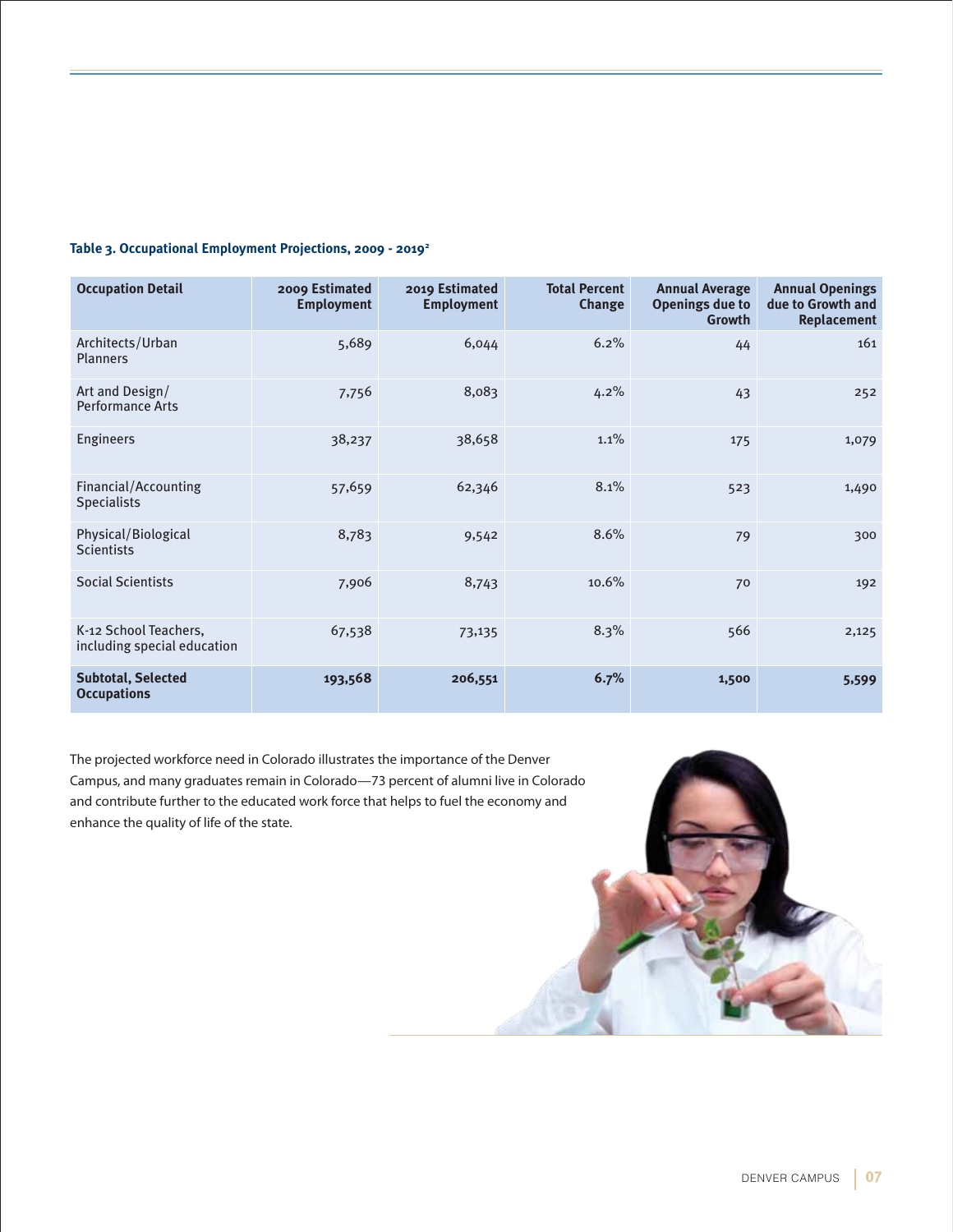**Table 3. Occupational Employment Projections, 2009 - 2019[2]**

| Occupation Detail | 2009 Estimated Employment | 2019 Estimated Employment | Total Percent Change | Annual Average Openings due to Growth | Annual Openings due to Growth and Replacement |
|---|---|---|---|---|---|
| Architects/Urban Planners | 5,689 | 6,044 | 6.2% | 44 | 161 |
| Art and Design/ Performance Arts | 7,756 | 8,083 | 4.2% | 43 | 252 |
| Engineers | 38,237 | 38,658 | 1.1% | 175 | 1,079 |
| Financial/Accounting Specialists | 57,659 | 62,346 | 8.1% | 523 | 1,490 |
| Physical/Biological Scientists | 8,783 | 9,542 | 8.6% | 79 | 300 |
| Social Scientists | 7,906 | 8,743 | 10.6% | 70 | 192 |
| K-12 School Teachers, including special education | 67,538 | 73,135 | 8.3% | 566 | 2,125 |
| **Subtotal, Selected Occupations** | **193,568** | **206,551** | **6.7%** | **1,500** | **5,599** |

The projected workforce need in Colorado illustrates the importance of the Denver Campus, and many graduates remain in Colorado—73 percent of alumni live in Colorado and contribute further to the educated work force that helps to fuel the economy and enhance the quality of life of the state.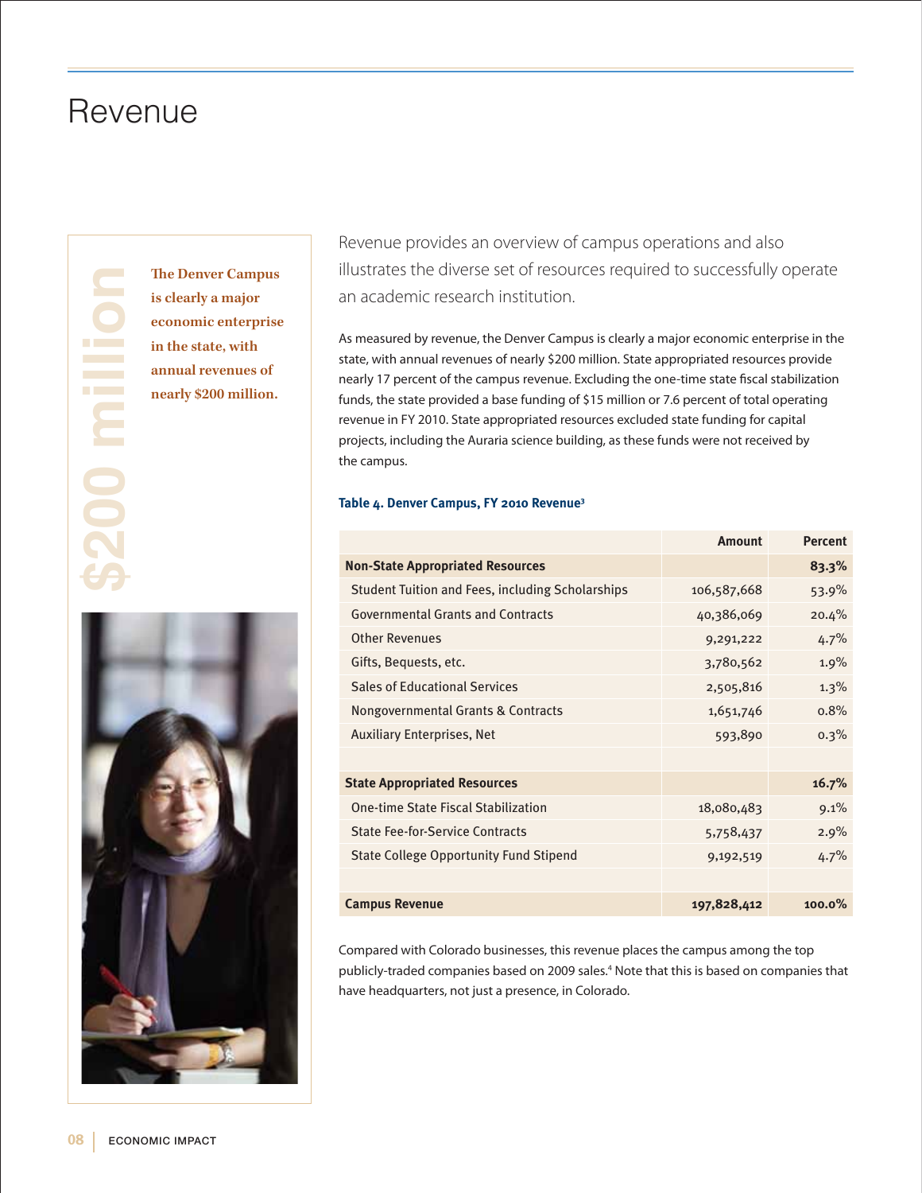# Revenue

$200 million

**The Denver Campus is clearly a major economic enterprise in the state, with annual revenues of nearly $200 million.**

Revenue provides an overview of campus operations and also illustrates the diverse set of resources required to successfully operate an academic research institution.

As measured by revenue, the Denver Campus is clearly a major economic enterprise in the state, with annual revenues of nearly $200 million. State appropriated resources provide nearly 17 percent of the campus revenue. Excluding the one-time state fiscal stabilization funds, the state provided a base funding of $15 million or 7.6 percent of total operating revenue in FY 2010. State appropriated resources excluded state funding for capital projects, including the Auraria science building, as these funds were not received by the campus.

**Table 4. Denver Campus, FY 2010 Revenue[3]**

| | Amount | Percent |
|---|---|---|
| **Non-State Appropriated Resources** | | **83.3%** |
| Student Tuition and Fees, including Scholarships | 106,587,668 | 53.9% |
| Governmental Grants and Contracts | 40,386,069 | 20.4% |
| Other Revenues | 9,291,222 | 4.7% |
| Gifts, Bequests, etc. | 3,780,562 | 1.9% |
| Sales of Educational Services | 2,505,816 | 1.3% |
| Nongovernmental Grants & Contracts | 1,651,746 | 0.8% |
| Auxiliary Enterprises, Net | 593,890 | 0.3% |
| | | |
| **State Appropriated Resources** | | **16.7%** |
| One-time State Fiscal Stabilization | 18,080,483 | 9.1% |
| State Fee-for-Service Contracts | 5,758,437 | 2.9% |
| State College Opportunity Fund Stipend | 9,192,519 | 4.7% |
| | | |
| **Campus Revenue** | **197,828,412** | **100.0%** |

Compared with Colorado businesses, this revenue places the campus among the top publicly-traded companies based on 2009 sales.[4] Note that this is based on companies that have headquarters, not just a presence, in Colorado.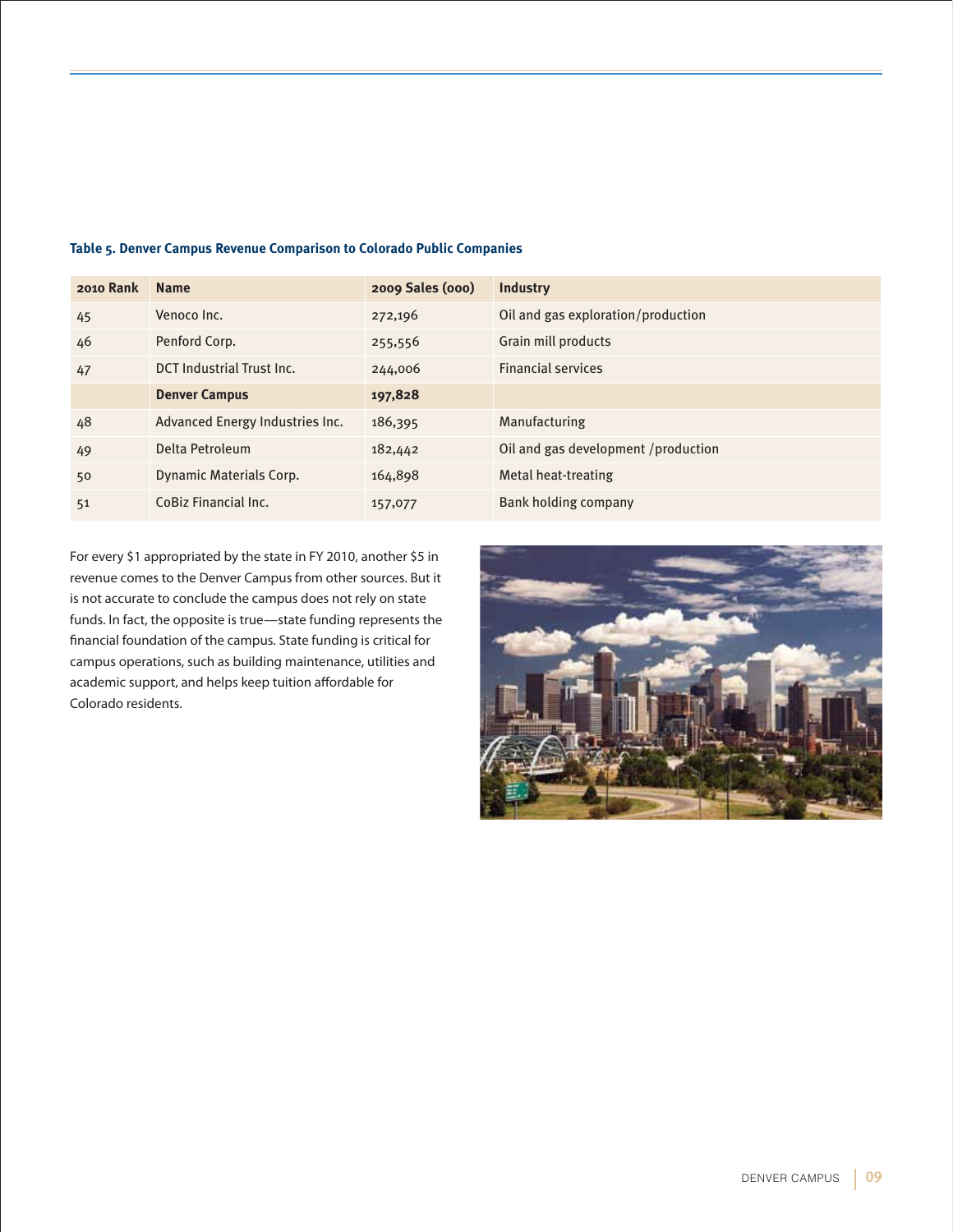**Table 5. Denver Campus Revenue Comparison to Colorado Public Companies**

| 2010 Rank | Name | 2009 Sales (000) | Industry |
|---|---|---|---|
| 45 | Venoco Inc. | 272,196 | Oil and gas exploration/production |
| 46 | Penford Corp. | 255,556 | Grain mill products |
| 47 | DCT Industrial Trust Inc. | 244,006 | Financial services |
| | **Denver Campus** | **197,828** | |
| 48 | Advanced Energy Industries Inc. | 186,395 | Manufacturing |
| 49 | Delta Petroleum | 182,442 | Oil and gas development /production |
| 50 | Dynamic Materials Corp. | 164,898 | Metal heat-treating |
| 51 | CoBiz Financial Inc. | 157,077 | Bank holding company |

For every $1 appropriated by the state in FY 2010, another $5 in revenue comes to the Denver Campus from other sources. But it is not accurate to conclude the campus does not rely on state funds. In fact, the opposite is true—state funding represents the financial foundation of the campus. State funding is critical for campus operations, such as building maintenance, utilities and academic support, and helps keep tuition affordable for Colorado residents.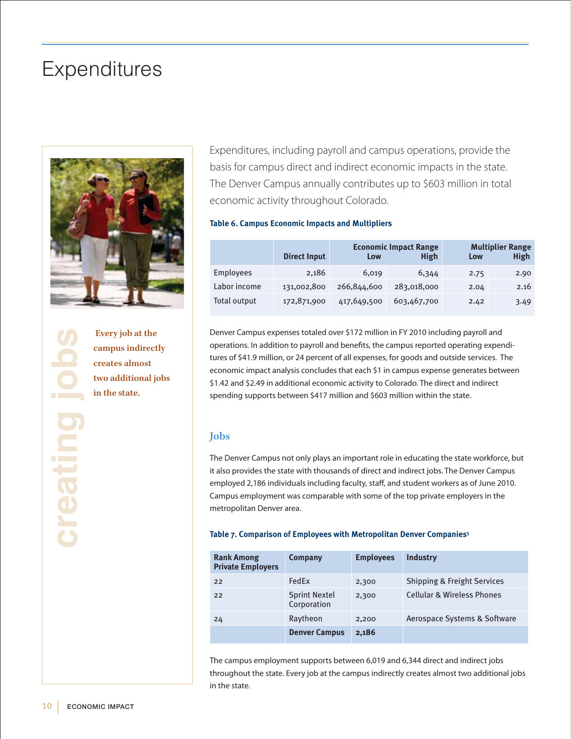# Expenditures

creating jobs

Every job at the campus indirectly creates almost two additional jobs in the state.

Expenditures, including payroll and campus operations, provide the basis for campus direct and indirect economic impacts in the state. The Denver Campus annually contributes up to $603 million in total economic activity throughout Colorado.

**Table 6. Campus Economic Impacts and Multipliers**

| | Direct Input | Economic Impact Range Low | High | Multiplier Range Low | High |
|---|---|---|---|---|---|
| Employees | 2,186 | 6,019 | 6,344 | 2.75 | 2.90 |
| Labor income | 131,002,800 | 266,844,600 | 283,018,000 | 2.04 | 2.16 |
| Total output | 172,871,900 | 417,649,500 | 603,467,700 | 2.42 | 3.49 |

Denver Campus expenses totaled over $172 million in FY 2010 including payroll and operations. In addition to payroll and benefits, the campus reported operating expenditures of $41.9 million, or 24 percent of all expenses, for goods and outside services. The economic impact analysis concludes that each $1 in campus expense generates between $1.42 and $2.49 in additional economic activity to Colorado. The direct and indirect spending supports between $417 million and $603 million within the state.

## Jobs

The Denver Campus not only plays an important role in educating the state workforce, but it also provides the state with thousands of direct and indirect jobs. The Denver Campus employed 2,186 individuals including faculty, staff, and student workers as of June 2010. Campus employment was comparable with some of the top private employers in the metropolitan Denver area.

**Table 7. Comparison of Employees with Metropolitan Denver Companies[5]**

| Rank Among Private Employers | Company | Employees | Industry |
|---|---|---|---|
| 22 | FedEx | 2,300 | Shipping & Freight Services |
| 22 | Sprint Nextel Corporation | 2,300 | Cellular & Wireless Phones |
| 24 | Raytheon | 2,200 | Aerospace Systems & Software |
| | **Denver Campus** | **2,186** | |

The campus employment supports between 6,019 and 6,344 direct and indirect jobs throughout the state. Every job at the campus indirectly creates almost two additional jobs in the state.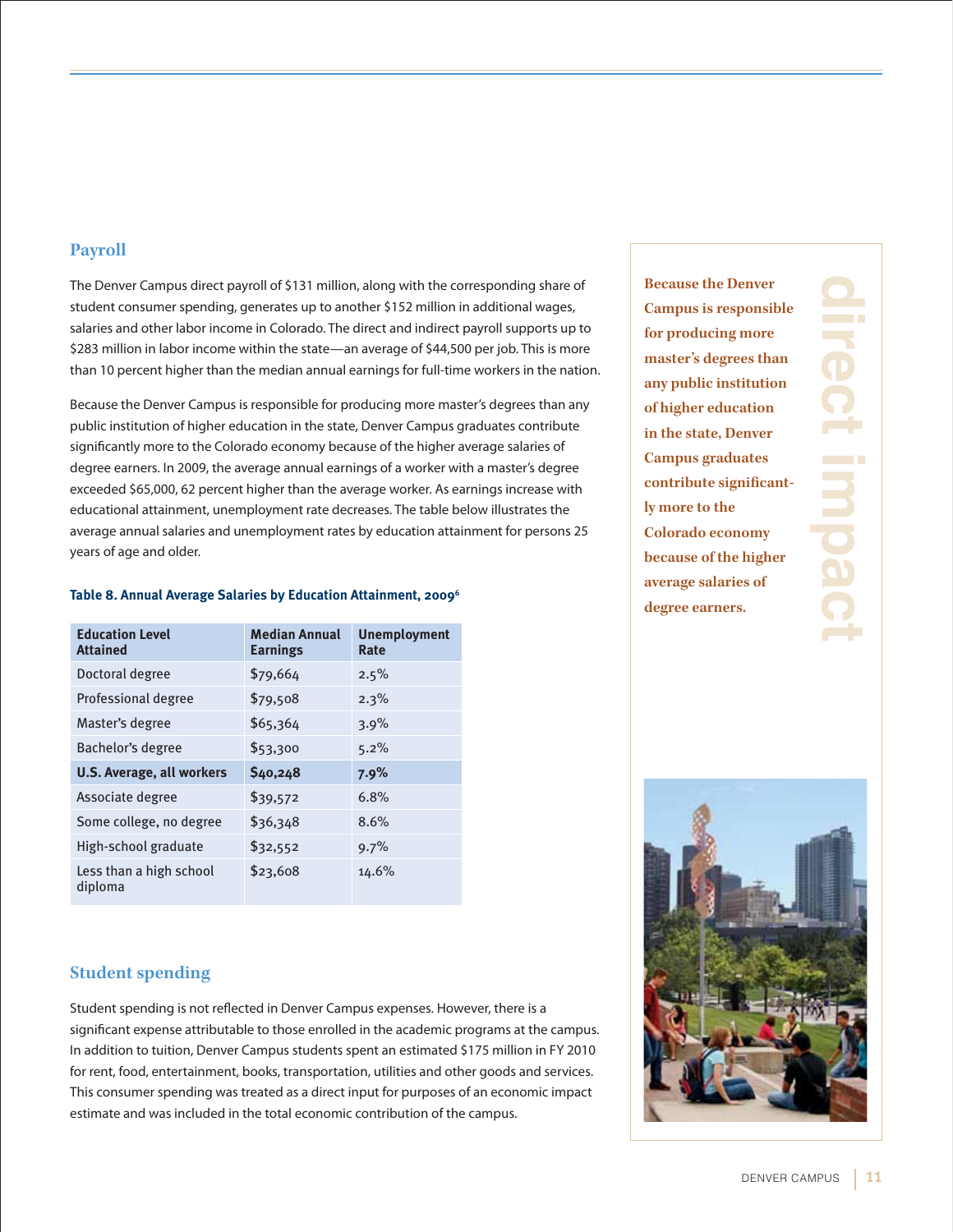## Payroll

The Denver Campus direct payroll of $131 million, along with the corresponding share of student consumer spending, generates up to another $152 million in additional wages, salaries and other labor income in Colorado. The direct and indirect payroll supports up to $283 million in labor income within the state—an average of $44,500 per job. This is more than 10 percent higher than the median annual earnings for full-time workers in the nation.

Because the Denver Campus is responsible for producing more master's degrees than any public institution of higher education in the state, Denver Campus graduates contribute significantly more to the Colorado economy because of the higher average salaries of degree earners. In 2009, the average annual earnings of a worker with a master's degree exceeded $65,000, 62 percent higher than the average worker. As earnings increase with educational attainment, unemployment rate decreases. The table below illustrates the average annual salaries and unemployment rates by education attainment for persons 25 years of age and older.

**Table 8. Annual Average Salaries by Education Attainment, 2009[6]**

| Education Level Attained | Median Annual Earnings | Unemployment Rate |
|---|---|---|
| Doctoral degree | $79,664 | 2.5% |
| Professional degree | $79,508 | 2.3% |
| Master's degree | $65,364 | 3.9% |
| Bachelor's degree | $53,300 | 5.2% |
| **U.S. Average, all workers** | **$40,248** | **7.9%** |
| Associate degree | $39,572 | 6.8% |
| Some college, no degree | $36,348 | 8.6% |
| High-school graduate | $32,552 | 9.7% |
| Less than a high school diploma | $23,608 | 14.6% |

## Student spending

Student spending is not reflected in Denver Campus expenses. However, there is a significant expense attributable to those enrolled in the academic programs at the campus. In addition to tuition, Denver Campus students spent an estimated $175 million in FY 2010 for rent, food, entertainment, books, transportation, utilities and other goods and services. This consumer spending was treated as a direct input for purposes of an economic impact estimate and was included in the total economic contribution of the campus.

**direct impact**

**Because the Denver Campus is responsible for producing more master's degrees than any public institution of higher education in the state, Denver Campus graduates contribute significantly more to the Colorado economy because of the higher average salaries of degree earners.**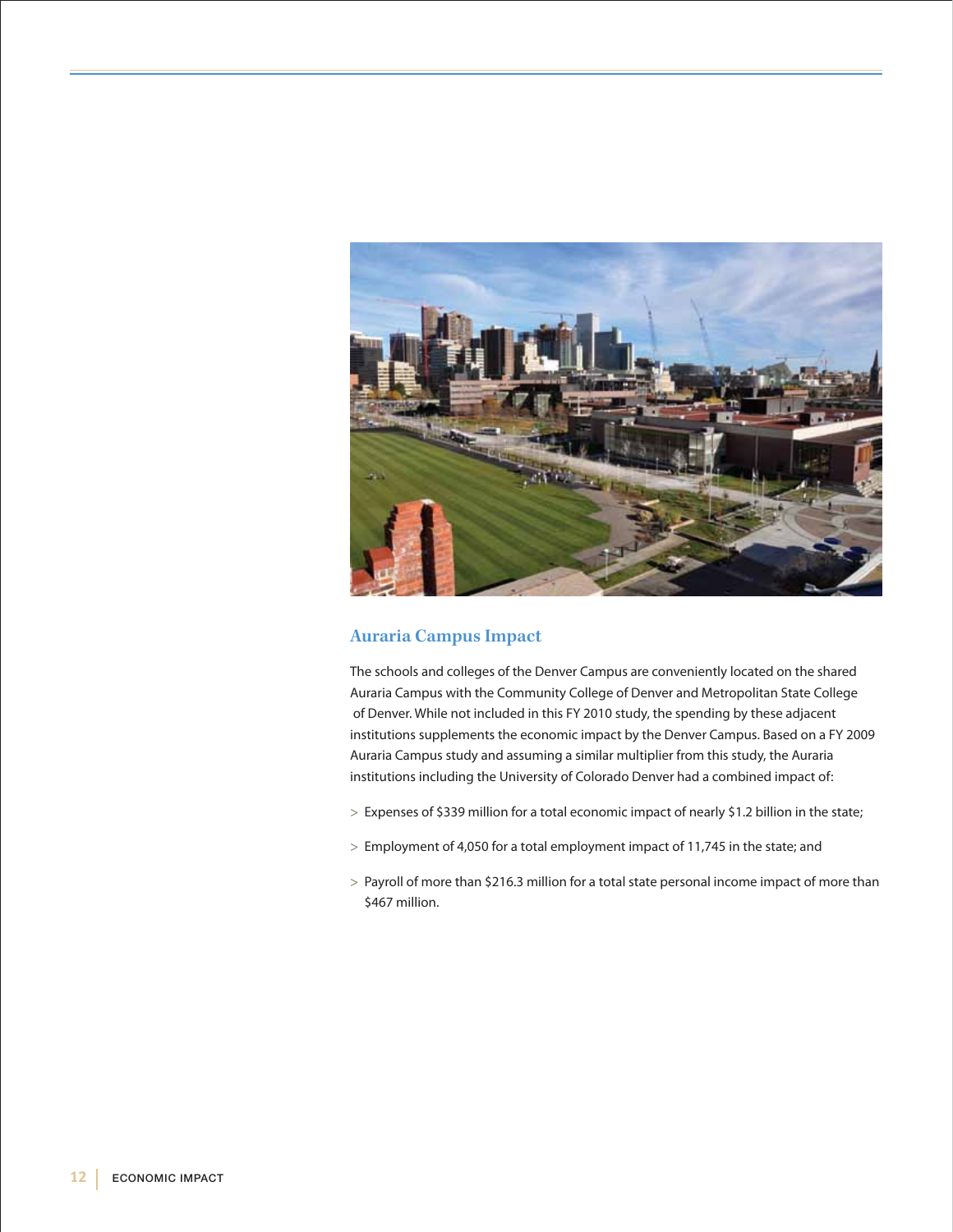## Auraria Campus Impact

The schools and colleges of the Denver Campus are conveniently located on the shared Auraria Campus with the Community College of Denver and Metropolitan State College of Denver. While not included in this FY 2010 study, the spending by these adjacent institutions supplements the economic impact by the Denver Campus. Based on a FY 2009 Auraria Campus study and assuming a similar multiplier from this study, the Auraria institutions including the University of Colorado Denver had a combined impact of:

> Expenses of $339 million for a total economic impact of nearly $1.2 billion in the state;

> Employment of 4,050 for a total employment impact of 11,745 in the state; and

> Payroll of more than $216.3 million for a total state personal income impact of more than $467 million.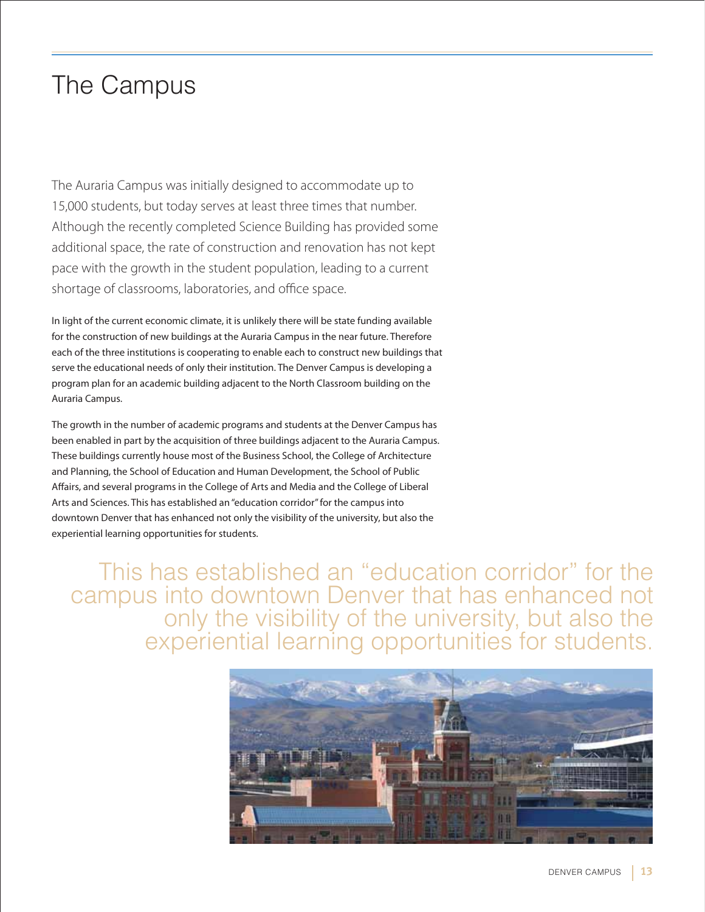# The Campus

The Auraria Campus was initially designed to accommodate up to 15,000 students, but today serves at least three times that number. Although the recently completed Science Building has provided some additional space, the rate of construction and renovation has not kept pace with the growth in the student population, leading to a current shortage of classrooms, laboratories, and office space.

In light of the current economic climate, it is unlikely there will be state funding available for the construction of new buildings at the Auraria Campus in the near future. Therefore each of the three institutions is cooperating to enable each to construct new buildings that serve the educational needs of only their institution. The Denver Campus is developing a program plan for an academic building adjacent to the North Classroom building on the Auraria Campus.

The growth in the number of academic programs and students at the Denver Campus has been enabled in part by the acquisition of three buildings adjacent to the Auraria Campus. These buildings currently house most of the Business School, the College of Architecture and Planning, the School of Education and Human Development, the School of Public Affairs, and several programs in the College of Arts and Media and the College of Liberal Arts and Sciences. This has established an "education corridor" for the campus into downtown Denver that has enhanced not only the visibility of the university, but also the experiential learning opportunities for students.

> This has established an "education corridor" for the campus into downtown Denver that has enhanced not only the visibility of the university, but also the experiential learning opportunities for students.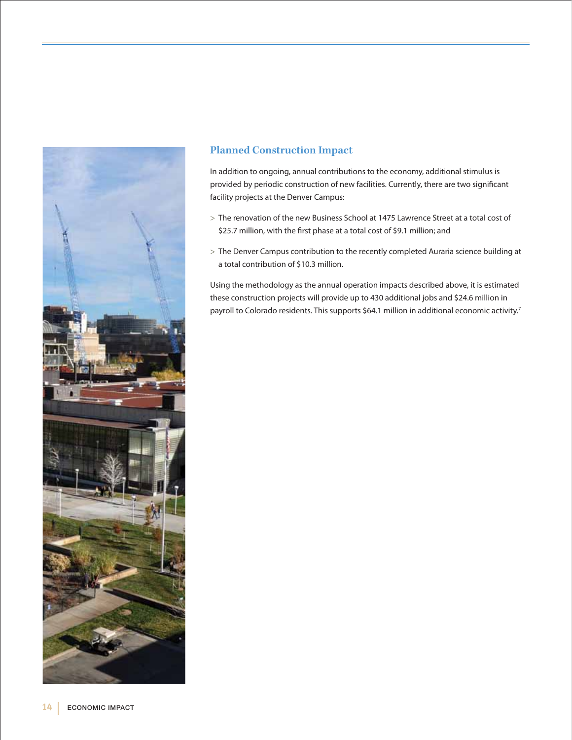## Planned Construction Impact

In addition to ongoing, annual contributions to the economy, additional stimulus is provided by periodic construction of new facilities. Currently, there are two significant facility projects at the Denver Campus:

> The renovation of the new Business School at 1475 Lawrence Street at a total cost of $25.7 million, with the first phase at a total cost of $9.1 million; and

> The Denver Campus contribution to the recently completed Auraria science building at a total contribution of $10.3 million.

Using the methodology as the annual operation impacts described above, it is estimated these construction projects will provide up to 430 additional jobs and $24.6 million in payroll to Colorado residents. This supports $64.1 million in additional economic activity.[7]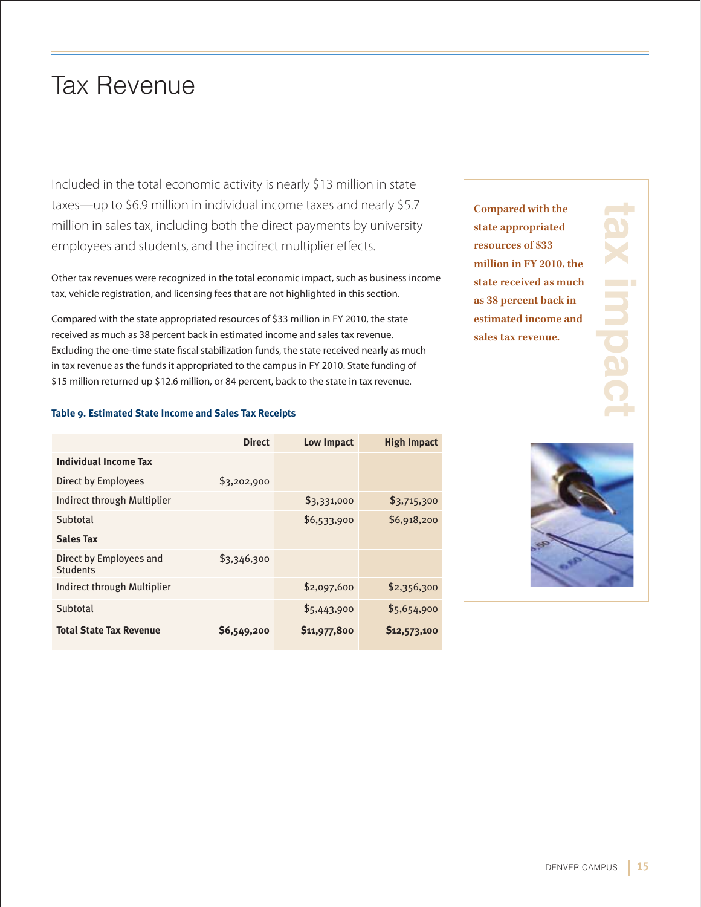# Tax Revenue

Included in the total economic activity is nearly $13 million in state taxes—up to $6.9 million in individual income taxes and nearly $5.7 million in sales tax, including both the direct payments by university employees and students, and the indirect multiplier effects.

Other tax revenues were recognized in the total economic impact, such as business income tax, vehicle registration, and licensing fees that are not highlighted in this section.

Compared with the state appropriated resources of $33 million in FY 2010, the state received as much as 38 percent back in estimated income and sales tax revenue. Excluding the one-time state fiscal stabilization funds, the state received nearly as much in tax revenue as the funds it appropriated to the campus in FY 2010. State funding of $15 million returned up $12.6 million, or 84 percent, back to the state in tax revenue.

**Table 9. Estimated State Income and Sales Tax Receipts**

| | Direct | Low Impact | High Impact |
|---|---|---|---|
| **Individual Income Tax** | | | |
| Direct by Employees | $3,202,900 | | |
| Indirect through Multiplier | | $3,331,000 | $3,715,300 |
| Subtotal | | $6,533,900 | $6,918,200 |
| **Sales Tax** | | | |
| Direct by Employees and Students | $3,346,300 | | |
| Indirect through Multiplier | | $2,097,600 | $2,356,300 |
| Subtotal | | $5,443,900 | $5,654,900 |
| **Total State Tax Revenue** | **$6,549,200** | **$11,977,800** | **$12,573,100** |

**tax impact**

**Compared with the state appropriated resources of $33 million in FY 2010, the state received as much as 38 percent back in estimated income and sales tax revenue.**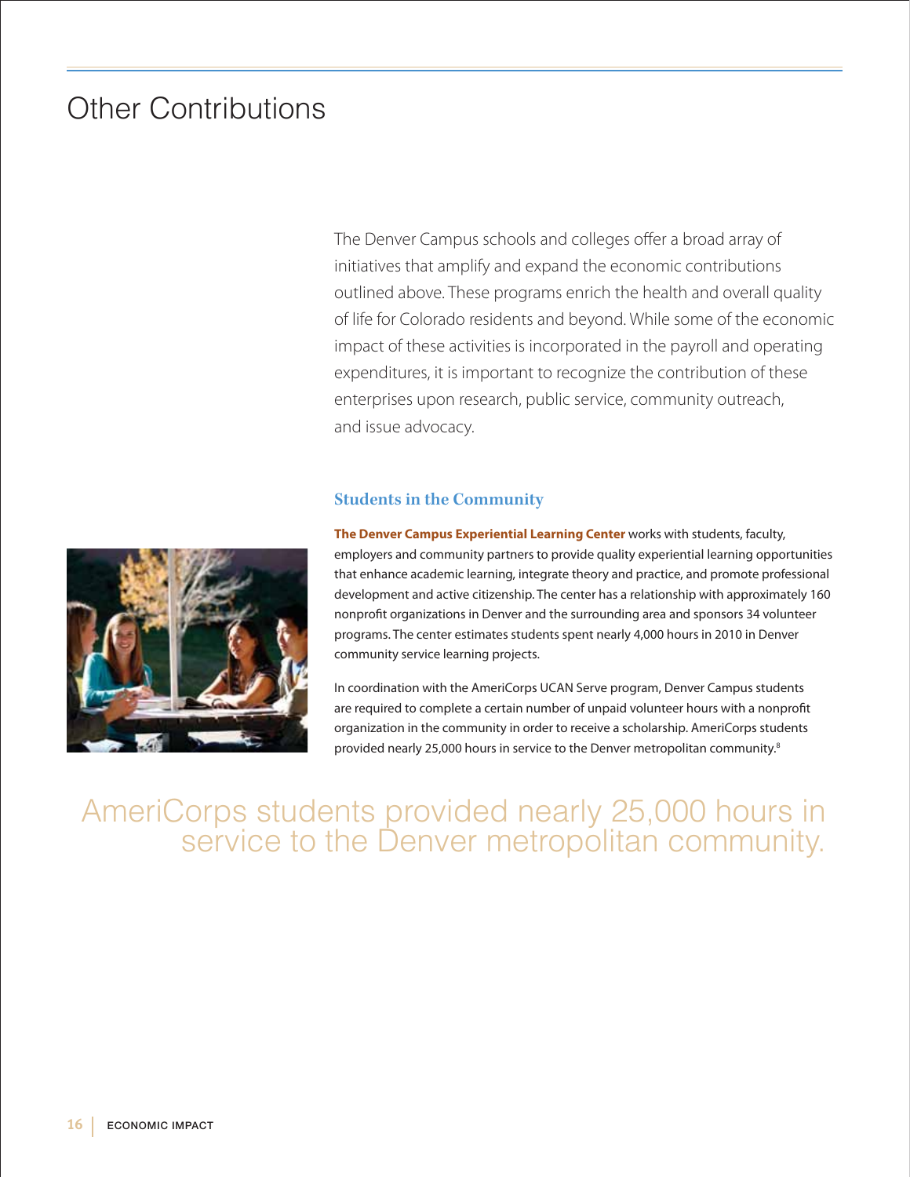# Other Contributions

The Denver Campus schools and colleges offer a broad array of initiatives that amplify and expand the economic contributions outlined above. These programs enrich the health and overall quality of life for Colorado residents and beyond. While some of the economic impact of these activities is incorporated in the payroll and operating expenditures, it is important to recognize the contribution of these enterprises upon research, public service, community outreach, and issue advocacy.

## Students in the Community

**The Denver Campus Experiential Learning Center** works with students, faculty, employers and community partners to provide quality experiential learning opportunities that enhance academic learning, integrate theory and practice, and promote professional development and active citizenship. The center has a relationship with approximately 160 nonprofit organizations in Denver and the surrounding area and sponsors 34 volunteer programs. The center estimates students spent nearly 4,000 hours in 2010 in Denver community service learning projects.

In coordination with the AmeriCorps UCAN Serve program, Denver Campus students are required to complete a certain number of unpaid volunteer hours with a nonprofit organization in the community in order to receive a scholarship. AmeriCorps students provided nearly 25,000 hours in service to the Denver metropolitan community.[8]

AmeriCorps students provided nearly 25,000 hours in service to the Denver metropolitan community.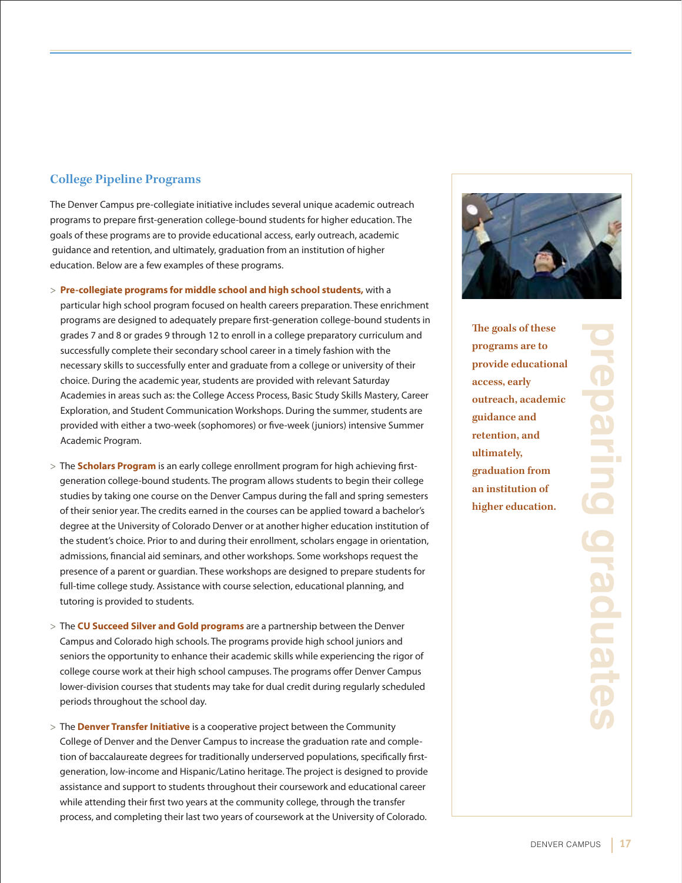## College Pipeline Programs

The Denver Campus pre-collegiate initiative includes several unique academic outreach programs to prepare first-generation college-bound students for higher education. The goals of these programs are to provide educational access, early outreach, academic guidance and retention, and ultimately, graduation from an institution of higher education. Below are a few examples of these programs.

> **Pre-collegiate programs for middle school and high school students,** with a particular high school program focused on health careers preparation. These enrichment programs are designed to adequately prepare first-generation college-bound students in grades 7 and 8 or grades 9 through 12 to enroll in a college preparatory curriculum and successfully complete their secondary school career in a timely fashion with the necessary skills to successfully enter and graduate from a college or university of their choice. During the academic year, students are provided with relevant Saturday Academies in areas such as: the College Access Process, Basic Study Skills Mastery, Career Exploration, and Student Communication Workshops. During the summer, students are provided with either a two-week (sophomores) or five-week (juniors) intensive Summer Academic Program.

> The **Scholars Program** is an early college enrollment program for high achieving first-generation college-bound students. The program allows students to begin their college studies by taking one course on the Denver Campus during the fall and spring semesters of their senior year. The credits earned in the courses can be applied toward a bachelor's degree at the University of Colorado Denver or at another higher education institution of the student's choice. Prior to and during their enrollment, scholars engage in orientation, admissions, financial aid seminars, and other workshops. Some workshops request the presence of a parent or guardian. These workshops are designed to prepare students for full-time college study. Assistance with course selection, educational planning, and tutoring is provided to students.

> The **CU Succeed Silver and Gold programs** are a partnership between the Denver Campus and Colorado high schools. The programs provide high school juniors and seniors the opportunity to enhance their academic skills while experiencing the rigor of college course work at their high school campuses. The programs offer Denver Campus lower-division courses that students may take for dual credit during regularly scheduled periods throughout the school day.

> The **Denver Transfer Initiative** is a cooperative project between the Community College of Denver and the Denver Campus to increase the graduation rate and completion of baccalaureate degrees for traditionally underserved populations, specifically first-generation, low-income and Hispanic/Latino heritage. The project is designed to provide assistance and support to students throughout their coursework and educational career while attending their first two years at the community college, through the transfer process, and completing their last two years of coursework at the University of Colorado.

**The goals of these programs are to provide educational access, early outreach, academic guidance and retention, and ultimately, graduation from an institution of higher education.**

preparing graduates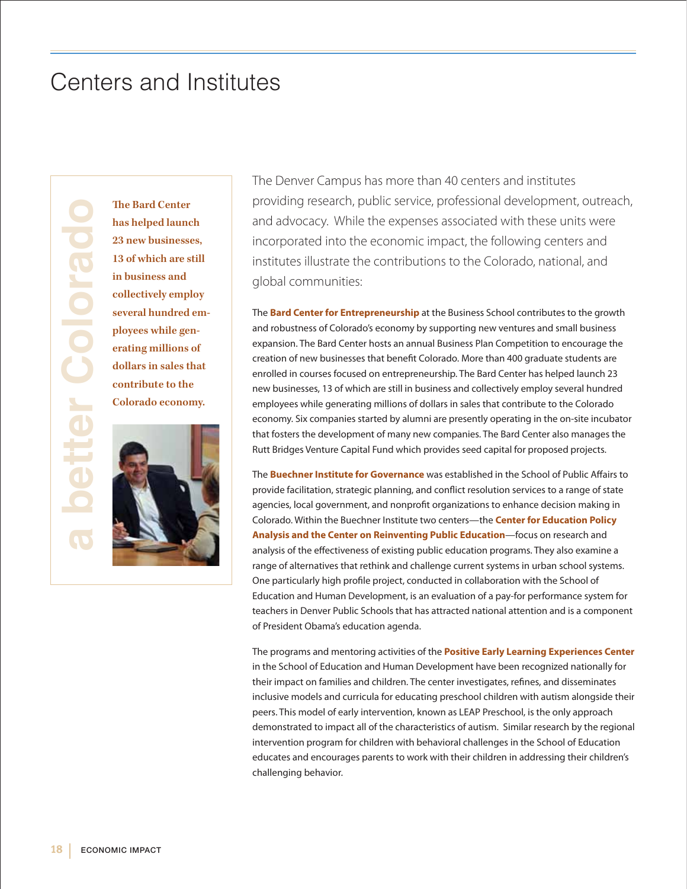# Centers and Institutes

a better Colorado

**The Bard Center has helped launch 23 new businesses, 13 of which are still in business and collectively employ several hundred employees while generating millions of dollars in sales that contribute to the Colorado economy.**

The Denver Campus has more than 40 centers and institutes providing research, public service, professional development, outreach, and advocacy. While the expenses associated with these units were incorporated into the economic impact, the following centers and institutes illustrate the contributions to the Colorado, national, and global communities:

The **Bard Center for Entrepreneurship** at the Business School contributes to the growth and robustness of Colorado's economy by supporting new ventures and small business expansion. The Bard Center hosts an annual Business Plan Competition to encourage the creation of new businesses that benefit Colorado. More than 400 graduate students are enrolled in courses focused on entrepreneurship. The Bard Center has helped launch 23 new businesses, 13 of which are still in business and collectively employ several hundred employees while generating millions of dollars in sales that contribute to the Colorado economy. Six companies started by alumni are presently operating in the on-site incubator that fosters the development of many new companies. The Bard Center also manages the Rutt Bridges Venture Capital Fund which provides seed capital for proposed projects.

The **Buechner Institute for Governance** was established in the School of Public Affairs to provide facilitation, strategic planning, and conflict resolution services to a range of state agencies, local government, and nonprofit organizations to enhance decision making in Colorado. Within the Buechner Institute two centers—the **Center for Education Policy Analysis and the Center on Reinventing Public Education**—focus on research and analysis of the effectiveness of existing public education programs. They also examine a range of alternatives that rethink and challenge current systems in urban school systems. One particularly high profile project, conducted in collaboration with the School of Education and Human Development, is an evaluation of a pay-for performance system for teachers in Denver Public Schools that has attracted national attention and is a component of President Obama's education agenda.

The programs and mentoring activities of the **Positive Early Learning Experiences Center** in the School of Education and Human Development have been recognized nationally for their impact on families and children. The center investigates, refines, and disseminates inclusive models and curricula for educating preschool children with autism alongside their peers. This model of early intervention, known as LEAP Preschool, is the only approach demonstrated to impact all of the characteristics of autism. Similar research by the regional intervention program for children with behavioral challenges in the School of Education educates and encourages parents to work with their children in addressing their children's challenging behavior.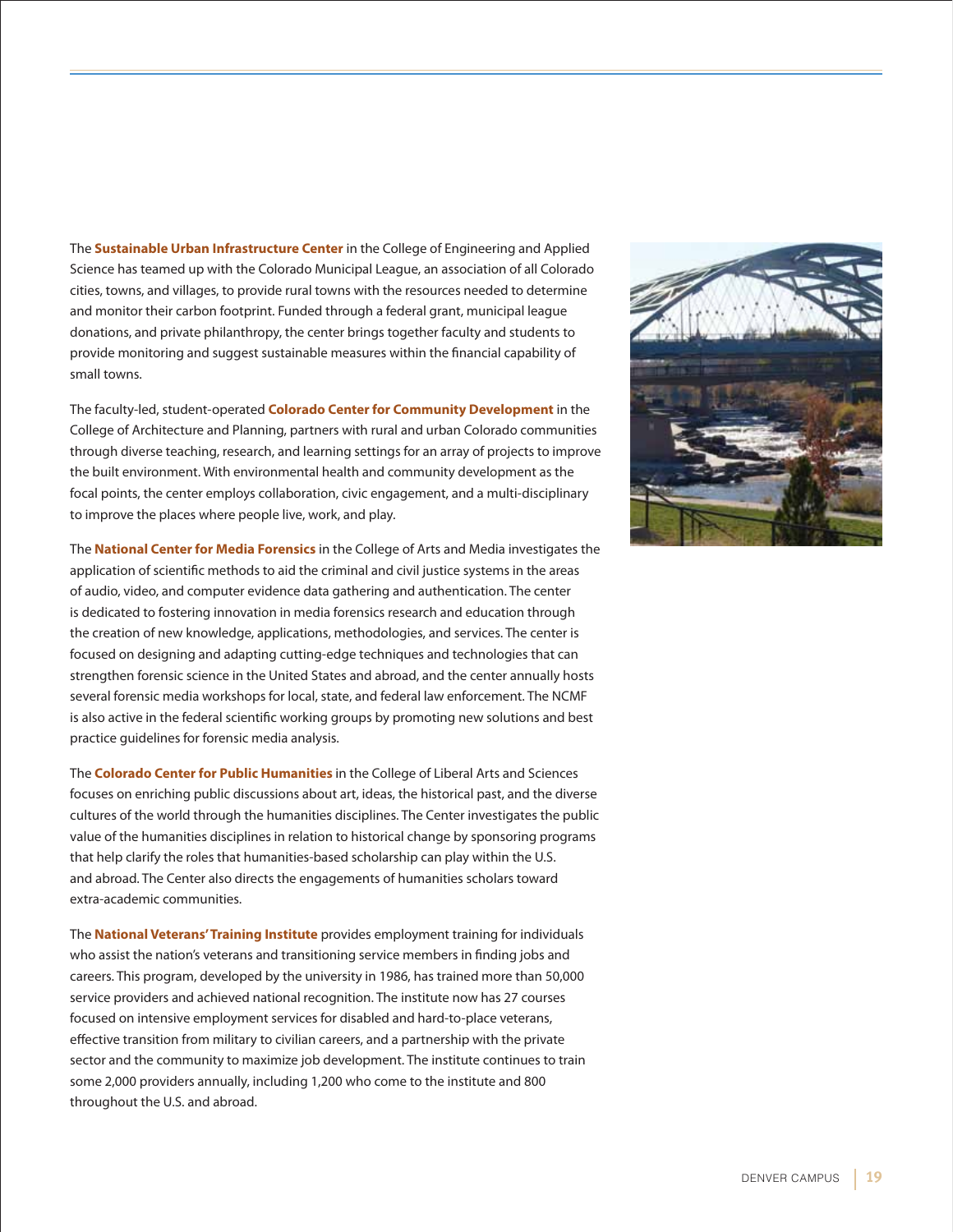The **Sustainable Urban Infrastructure Center** in the College of Engineering and Applied Science has teamed up with the Colorado Municipal League, an association of all Colorado cities, towns, and villages, to provide rural towns with the resources needed to determine and monitor their carbon footprint. Funded through a federal grant, municipal league donations, and private philanthropy, the center brings together faculty and students to provide monitoring and suggest sustainable measures within the financial capability of small towns.

The faculty-led, student-operated **Colorado Center for Community Development** in the College of Architecture and Planning, partners with rural and urban Colorado communities through diverse teaching, research, and learning settings for an array of projects to improve the built environment. With environmental health and community development as the focal points, the center employs collaboration, civic engagement, and a multi-disciplinary to improve the places where people live, work, and play.

The **National Center for Media Forensics** in the College of Arts and Media investigates the application of scientific methods to aid the criminal and civil justice systems in the areas of audio, video, and computer evidence data gathering and authentication. The center is dedicated to fostering innovation in media forensics research and education through the creation of new knowledge, applications, methodologies, and services. The center is focused on designing and adapting cutting-edge techniques and technologies that can strengthen forensic science in the United States and abroad, and the center annually hosts several forensic media workshops for local, state, and federal law enforcement. The NCMF is also active in the federal scientific working groups by promoting new solutions and best practice guidelines for forensic media analysis.

The **Colorado Center for Public Humanities** in the College of Liberal Arts and Sciences focuses on enriching public discussions about art, ideas, the historical past, and the diverse cultures of the world through the humanities disciplines. The Center investigates the public value of the humanities disciplines in relation to historical change by sponsoring programs that help clarify the roles that humanities-based scholarship can play within the U.S. and abroad. The Center also directs the engagements of humanities scholars toward extra-academic communities.

The **National Veterans' Training Institute** provides employment training for individuals who assist the nation's veterans and transitioning service members in finding jobs and careers. This program, developed by the university in 1986, has trained more than 50,000 service providers and achieved national recognition. The institute now has 27 courses focused on intensive employment services for disabled and hard-to-place veterans, effective transition from military to civilian careers, and a partnership with the private sector and the community to maximize job development. The institute continues to train some 2,000 providers annually, including 1,200 who come to the institute and 800 throughout the U.S. and abroad.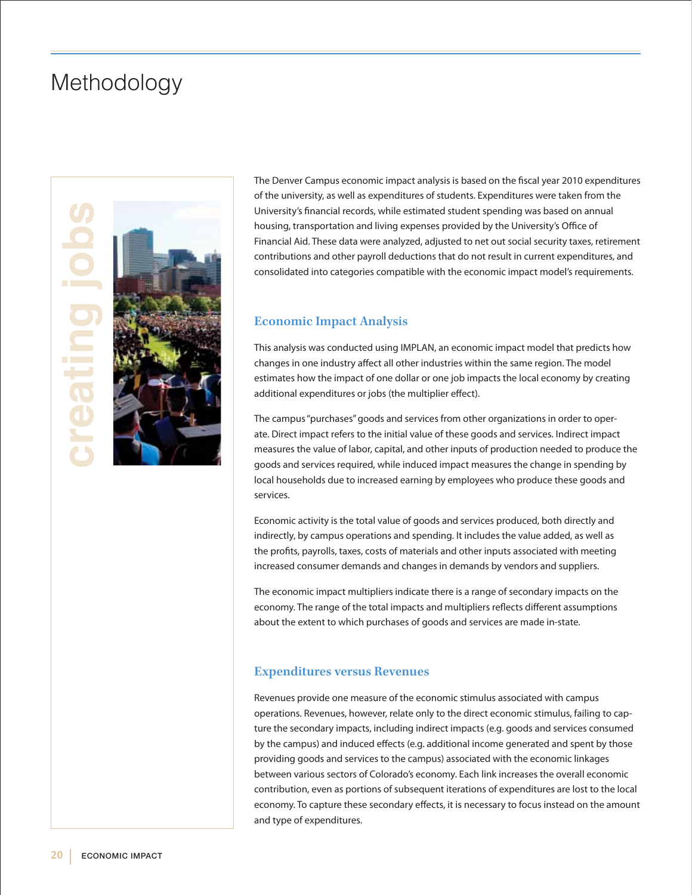# Methodology

creating jobs

The Denver Campus economic impact analysis is based on the fiscal year 2010 expenditures of the university, as well as expenditures of students. Expenditures were taken from the University's financial records, while estimated student spending was based on annual housing, transportation and living expenses provided by the University's Office of Financial Aid. These data were analyzed, adjusted to net out social security taxes, retirement contributions and other payroll deductions that do not result in current expenditures, and consolidated into categories compatible with the economic impact model's requirements.

## Economic Impact Analysis

This analysis was conducted using IMPLAN, an economic impact model that predicts how changes in one industry affect all other industries within the same region. The model estimates how the impact of one dollar or one job impacts the local economy by creating additional expenditures or jobs (the multiplier effect).

The campus "purchases" goods and services from other organizations in order to operate. Direct impact refers to the initial value of these goods and services. Indirect impact measures the value of labor, capital, and other inputs of production needed to produce the goods and services required, while induced impact measures the change in spending by local households due to increased earning by employees who produce these goods and services.

Economic activity is the total value of goods and services produced, both directly and indirectly, by campus operations and spending. It includes the value added, as well as the profits, payrolls, taxes, costs of materials and other inputs associated with meeting increased consumer demands and changes in demands by vendors and suppliers.

The economic impact multipliers indicate there is a range of secondary impacts on the economy. The range of the total impacts and multipliers reflects different assumptions about the extent to which purchases of goods and services are made in-state.

## Expenditures versus Revenues

Revenues provide one measure of the economic stimulus associated with campus operations. Revenues, however, relate only to the direct economic stimulus, failing to capture the secondary impacts, including indirect impacts (e.g. goods and services consumed by the campus) and induced effects (e.g. additional income generated and spent by those providing goods and services to the campus) associated with the economic linkages between various sectors of Colorado's economy. Each link increases the overall economic contribution, even as portions of subsequent iterations of expenditures are lost to the local economy. To capture these secondary effects, it is necessary to focus instead on the amount and type of expenditures.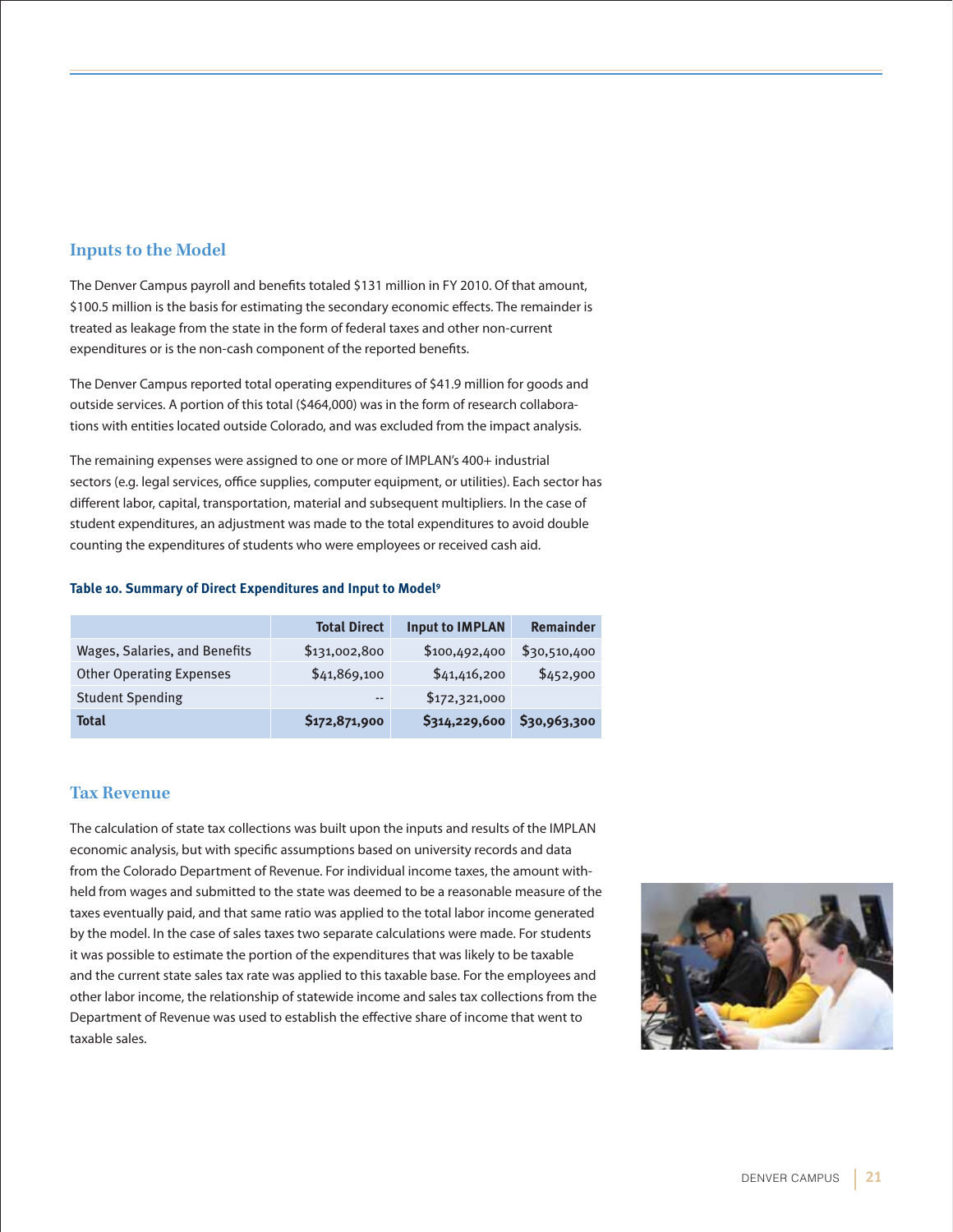## Inputs to the Model

The Denver Campus payroll and benefits totaled $131 million in FY 2010. Of that amount, $100.5 million is the basis for estimating the secondary economic effects. The remainder is treated as leakage from the state in the form of federal taxes and other non-current expenditures or is the non-cash component of the reported benefits.

The Denver Campus reported total operating expenditures of $41.9 million for goods and outside services. A portion of this total ($464,000) was in the form of research collaborations with entities located outside Colorado, and was excluded from the impact analysis.

The remaining expenses were assigned to one or more of IMPLAN's 400+ industrial sectors (e.g. legal services, office supplies, computer equipment, or utilities). Each sector has different labor, capital, transportation, material and subsequent multipliers. In the case of student expenditures, an adjustment was made to the total expenditures to avoid double counting the expenditures of students who were employees or received cash aid.

**Table 10. Summary of Direct Expenditures and Input to Model[9]**

| | Total Direct | Input to IMPLAN | Remainder |
|---|---|---|---|
| Wages, Salaries, and Benefits | $131,002,800 | $100,492,400 | $30,510,400 |
| Other Operating Expenses | $41,869,100 | $41,416,200 | $452,900 |
| Student Spending | -- | $172,321,000 | |
| **Total** | **$172,871,900** | **$314,229,600** | **$30,963,300** |

## Tax Revenue

The calculation of state tax collections was built upon the inputs and results of the IMPLAN economic analysis, but with specific assumptions based on university records and data from the Colorado Department of Revenue. For individual income taxes, the amount withheld from wages and submitted to the state was deemed to be a reasonable measure of the taxes eventually paid, and that same ratio was applied to the total labor income generated by the model. In the case of sales taxes two separate calculations were made. For students it was possible to estimate the portion of the expenditures that was likely to be taxable and the current state sales tax rate was applied to this taxable base. For the employees and other labor income, the relationship of statewide income and sales tax collections from the Department of Revenue was used to establish the effective share of income that went to taxable sales.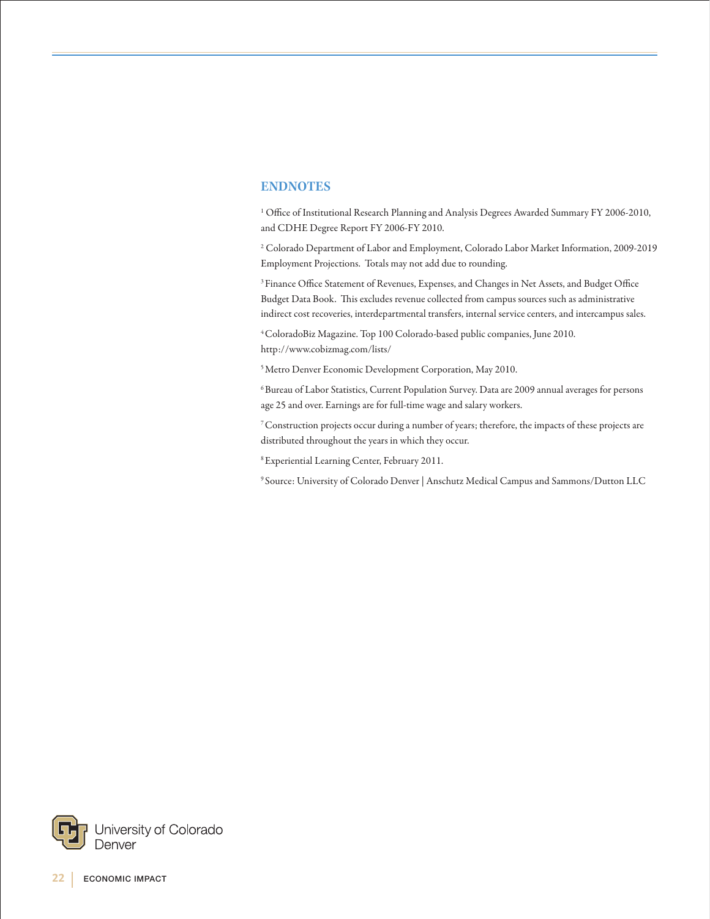## ENDNOTES

[1] Office of Institutional Research Planning and Analysis Degrees Awarded Summary FY 2006-2010, and CDHE Degree Report FY 2006-FY 2010.

[2] Colorado Department of Labor and Employment, Colorado Labor Market Information, 2009-2019 Employment Projections. Totals may not add due to rounding.

[3] Finance Office Statement of Revenues, Expenses, and Changes in Net Assets, and Budget Office Budget Data Book. This excludes revenue collected from campus sources such as administrative indirect cost recoveries, interdepartmental transfers, internal service centers, and intercampus sales.

[4] ColoradoBiz Magazine. Top 100 Colorado-based public companies, June 2010. http://www.cobizmag.com/lists/

[5] Metro Denver Economic Development Corporation, May 2010.

[6] Bureau of Labor Statistics, Current Population Survey. Data are 2009 annual averages for persons age 25 and over. Earnings are for full-time wage and salary workers.

[7] Construction projects occur during a number of years; therefore, the impacts of these projects are distributed throughout the years in which they occur.

[8] Experiential Learning Center, February 2011.

[9] Source: University of Colorado Denver | Anschutz Medical Campus and Sammons/Dutton LLC

University of Colorado Denver